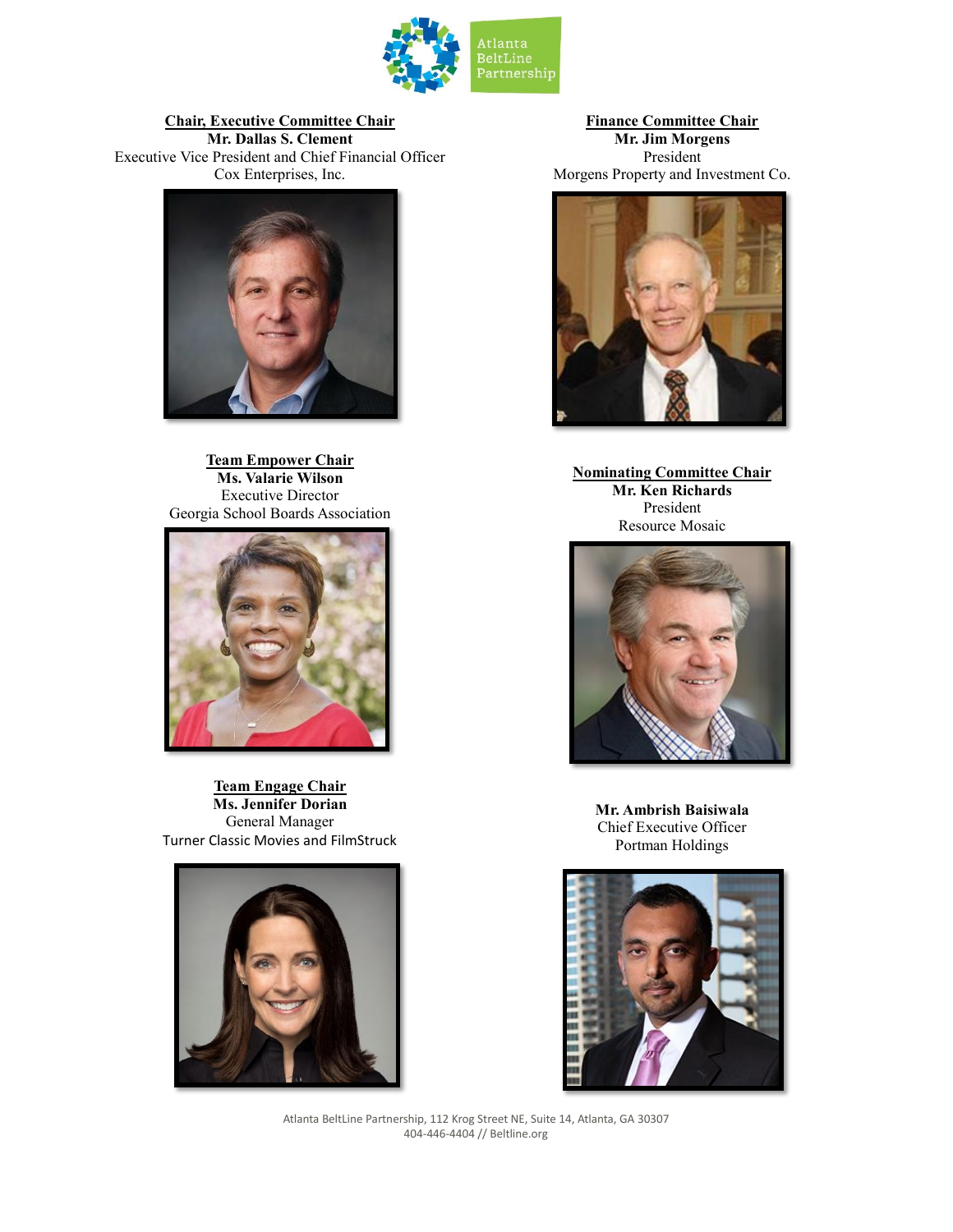Atlanta BeltLine Partnership

**Chair, Executive Committee Chair**
**Mr. Dallas S. Clement**
Executive Vice President and Chief Financial Officer
Cox Enterprises, Inc.

**Finance Committee Chair**
**Mr. Jim Morgens**
President
Morgens Property and Investment Co.

**Team Empower Chair**
**Ms. Valarie Wilson**
Executive Director
Georgia School Boards Association

**Nominating Committee Chair**
**Mr. Ken Richards**
President
Resource Mosaic

**Team Engage Chair**
**Ms. Jennifer Dorian**
General Manager
Turner Classic Movies and FilmStruck

**Mr. Ambrish Baisiwala**
Chief Executive Officer
Portman Holdings

Atlanta BeltLine Partnership, 112 Krog Street NE, Suite 14, Atlanta, GA 30307
404-446-4404 // Beltline.org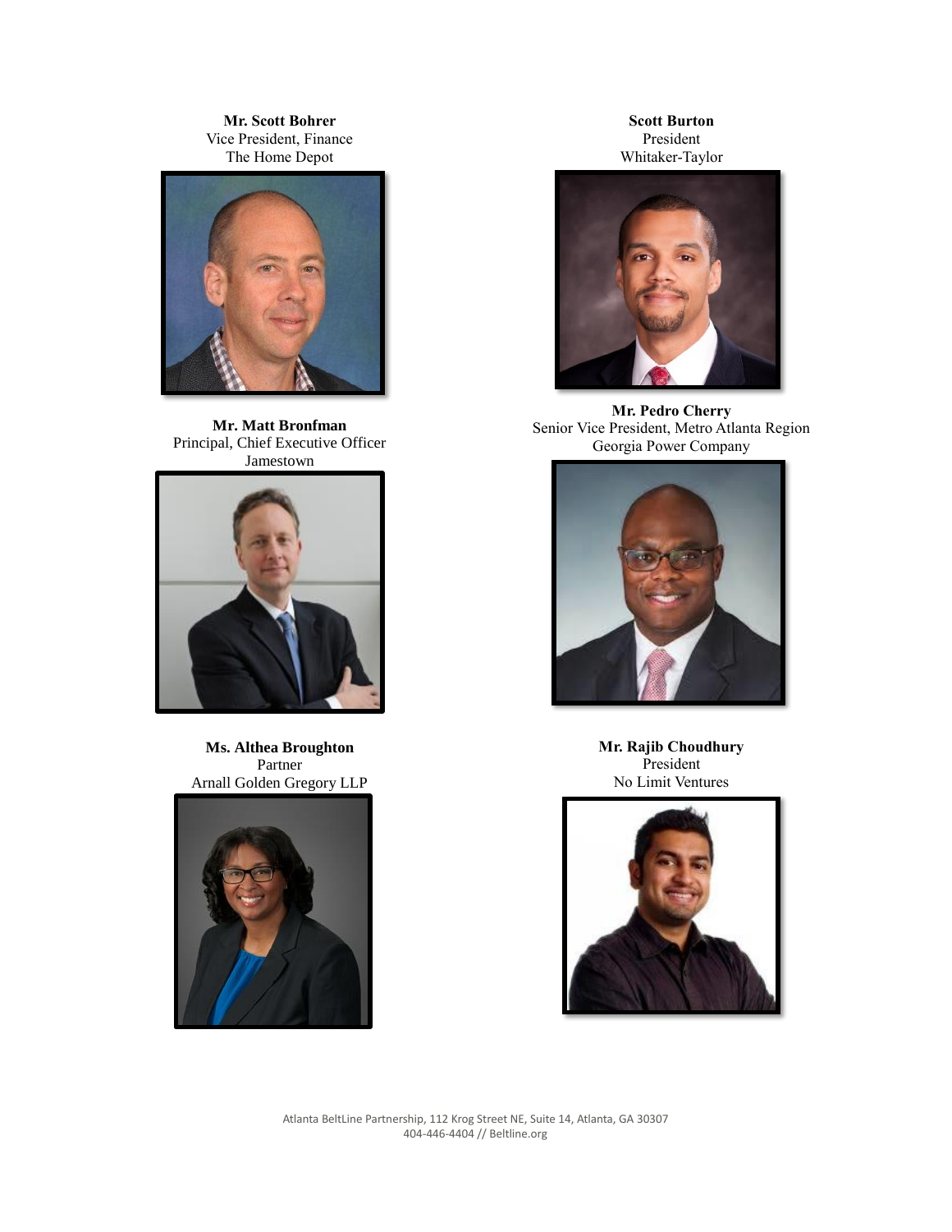**Mr. Scott Bohrer**
Vice President, Finance
The Home Depot

**Mr. Matt Bronfman**
Principal, Chief Executive Officer
Jamestown

**Ms. Althea Broughton**
Partner
Arnall Golden Gregory LLP

**Scott Burton**
President
Whitaker-Taylor

**Mr. Pedro Cherry**
Senior Vice President, Metro Atlanta Region
Georgia Power Company

**Mr. Rajib Choudhury**
President
No Limit Ventures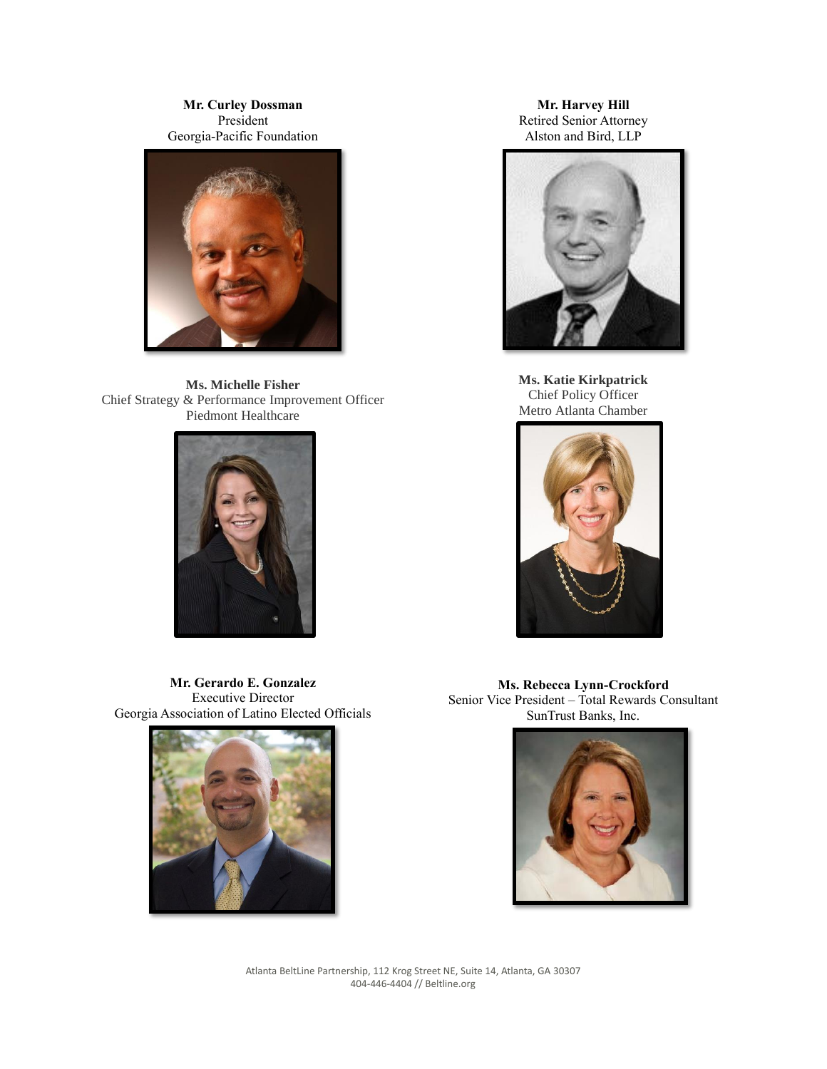**Mr. Curley Dossman**
President
Georgia-Pacific Foundation

**Mr. Harvey Hill**
Retired Senior Attorney
Alston and Bird, LLP

**Ms. Michelle Fisher**
Chief Strategy & Performance Improvement Officer
Piedmont Healthcare

**Ms. Katie Kirkpatrick**
Chief Policy Officer
Metro Atlanta Chamber

**Mr. Gerardo E. Gonzalez**
Executive Director
Georgia Association of Latino Elected Officials

**Ms. Rebecca Lynn-Crockford**
Senior Vice President – Total Rewards Consultant
SunTrust Banks, Inc.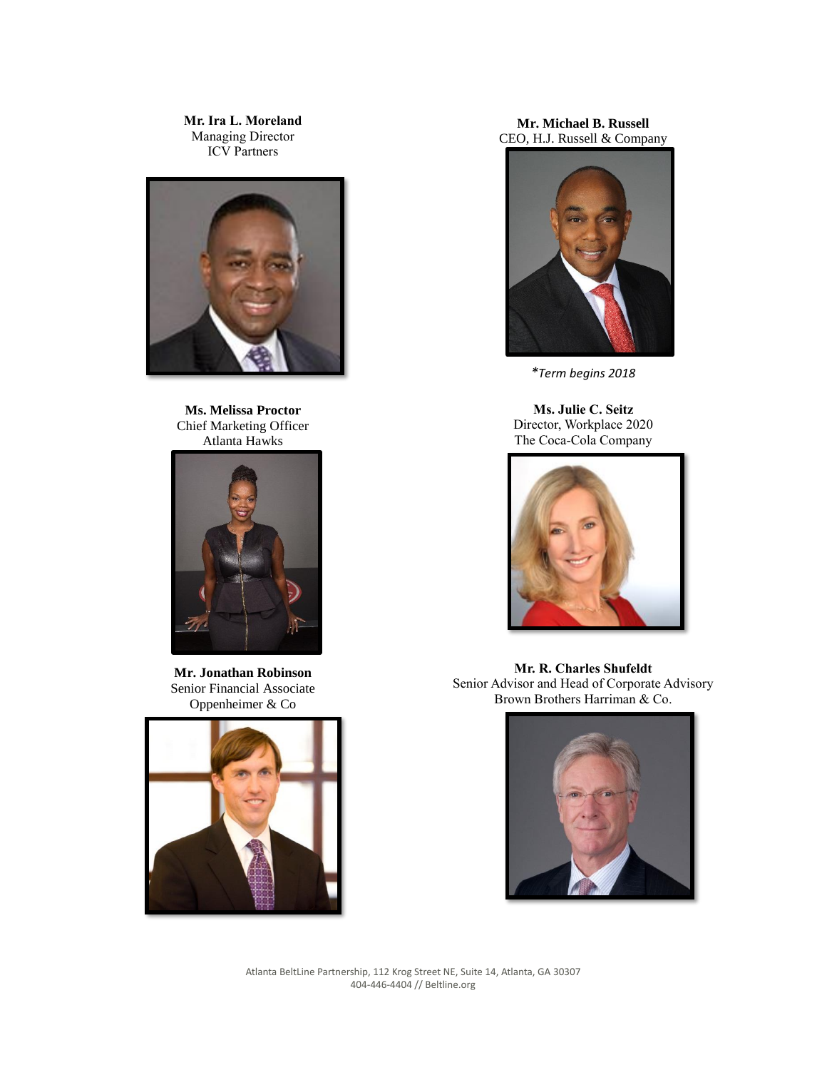**Mr. Ira L. Moreland**
Managing Director
ICV Partners

**Mr. Michael B. Russell**
CEO, H.J. Russell & Company

*\*Term begins 2018*

**Ms. Melissa Proctor**
Chief Marketing Officer
Atlanta Hawks

**Ms. Julie C. Seitz**
Director, Workplace 2020
The Coca-Cola Company

**Mr. Jonathan Robinson**
Senior Financial Associate
Oppenheimer & Co

**Mr. R. Charles Shufeldt**
Senior Advisor and Head of Corporate Advisory
Brown Brothers Harriman & Co.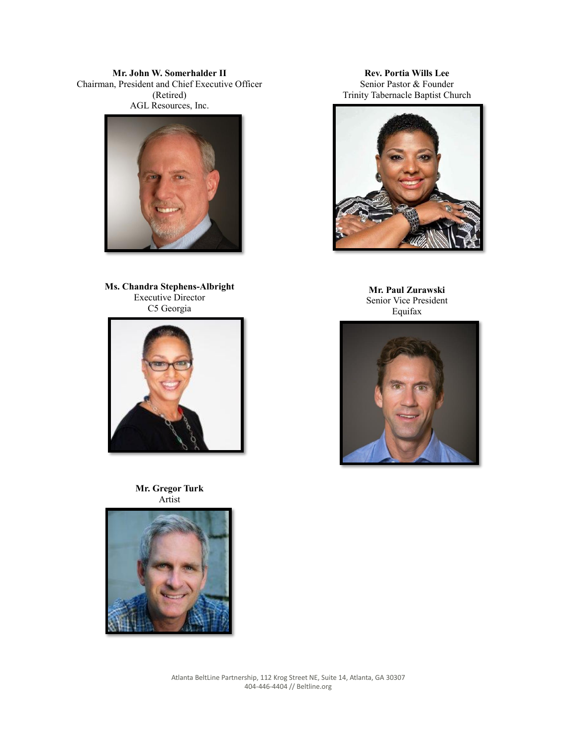**Mr. John W. Somerhalder II**
Chairman, President and Chief Executive Officer
(Retired)
AGL Resources, Inc.

**Rev. Portia Wills Lee**
Senior Pastor & Founder
Trinity Tabernacle Baptist Church

**Ms. Chandra Stephens-Albright**
Executive Director
C5 Georgia

**Mr. Paul Zurawski**
Senior Vice President
Equifax

**Mr. Gregor Turk**
Artist

Atlanta BeltLine Partnership, 112 Krog Street NE, Suite 14, Atlanta, GA 30307
404-446-4404 // Beltline.org